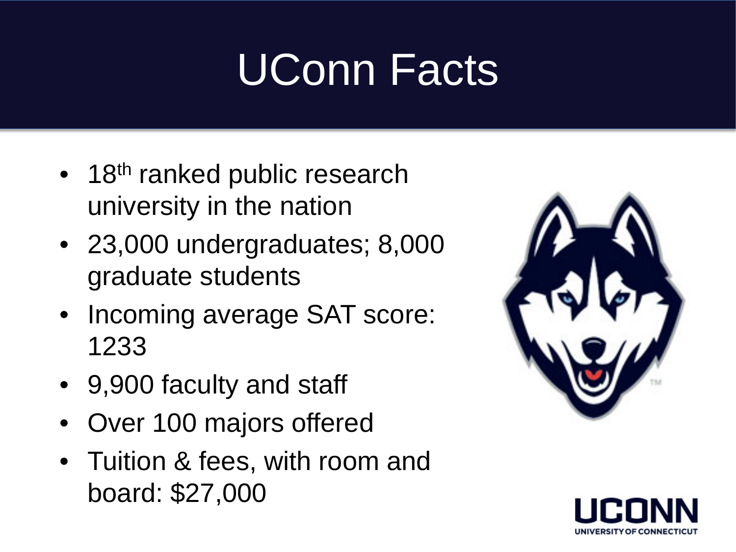# UConn Facts

- 18th ranked public research university in the nation
- 23,000 undergraduates; 8,000 graduate students
- Incoming average SAT score: 1233
- 9,900 faculty and staff
- Over 100 majors offered
- Tuition & fees, with room and board: $27,000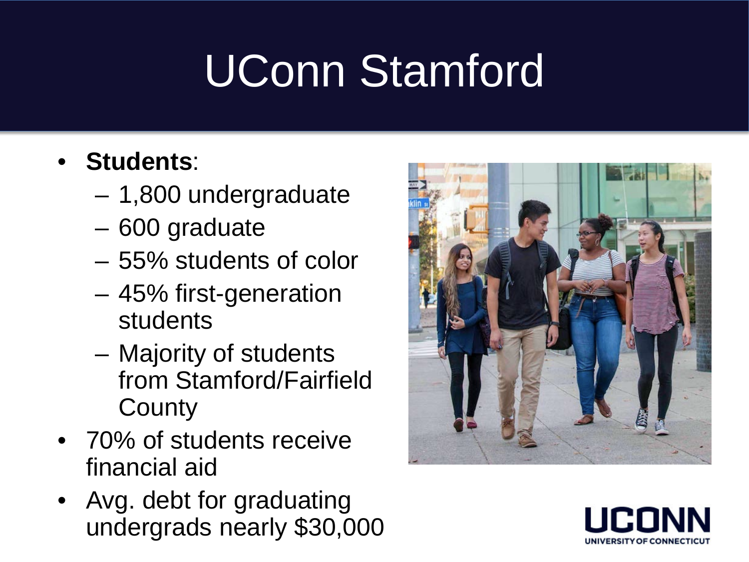# UConn Stamford

- **Students**:
  - 1,800 undergraduate
  - 600 graduate
  - 55% students of color
  - 45% first-generation students
  - Majority of students from Stamford/Fairfield County
- 70% of students receive financial aid
- Avg. debt for graduating undergrads nearly $30,000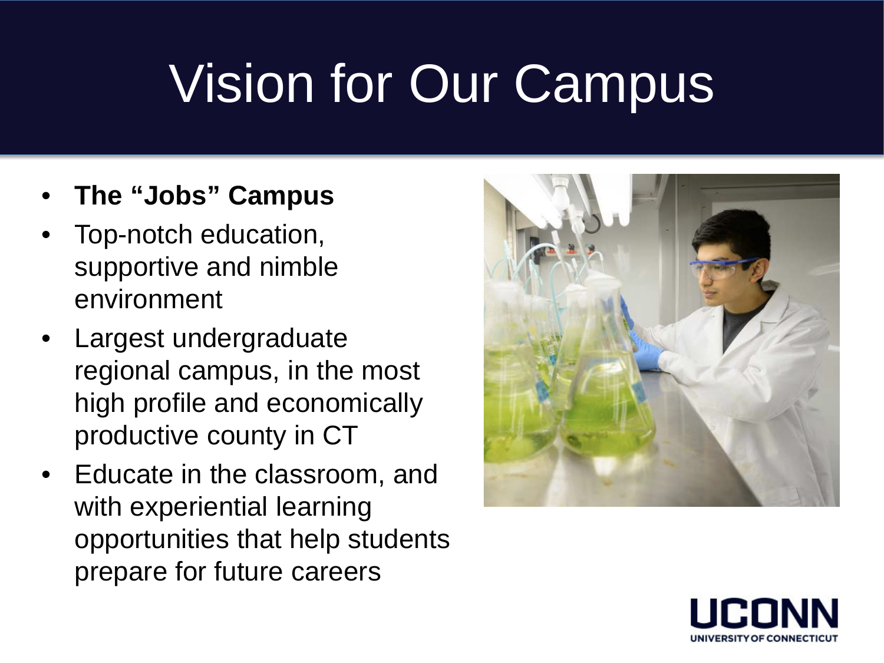# Vision for Our Campus

- **The "Jobs" Campus**
- Top-notch education, supportive and nimble environment
- Largest undergraduate regional campus, in the most high profile and economically productive county in CT
- Educate in the classroom, and with experiential learning opportunities that help students prepare for future careers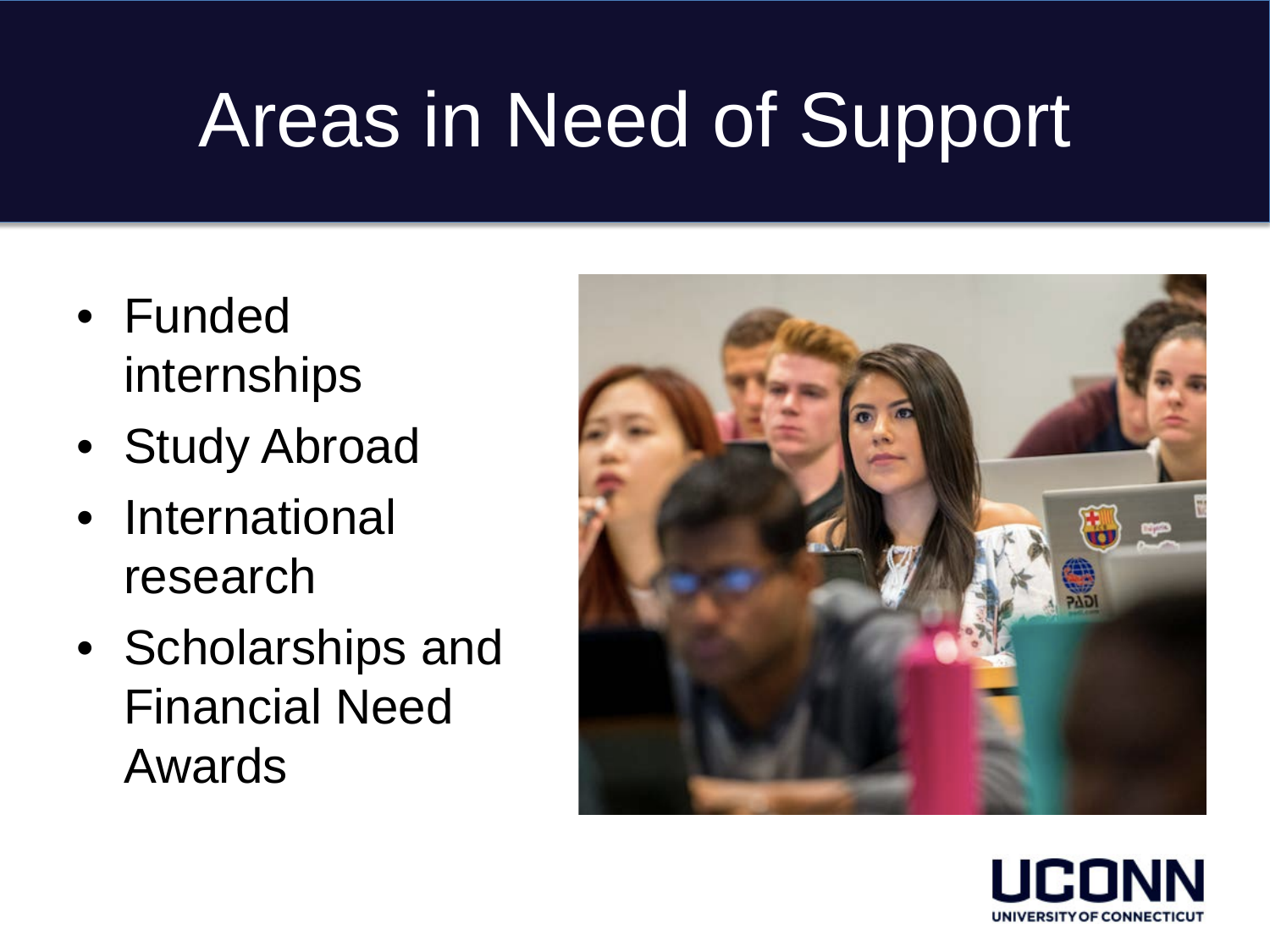# Areas in Need of Support

- Funded internships
- Study Abroad
- International research
- Scholarships and Financial Need Awards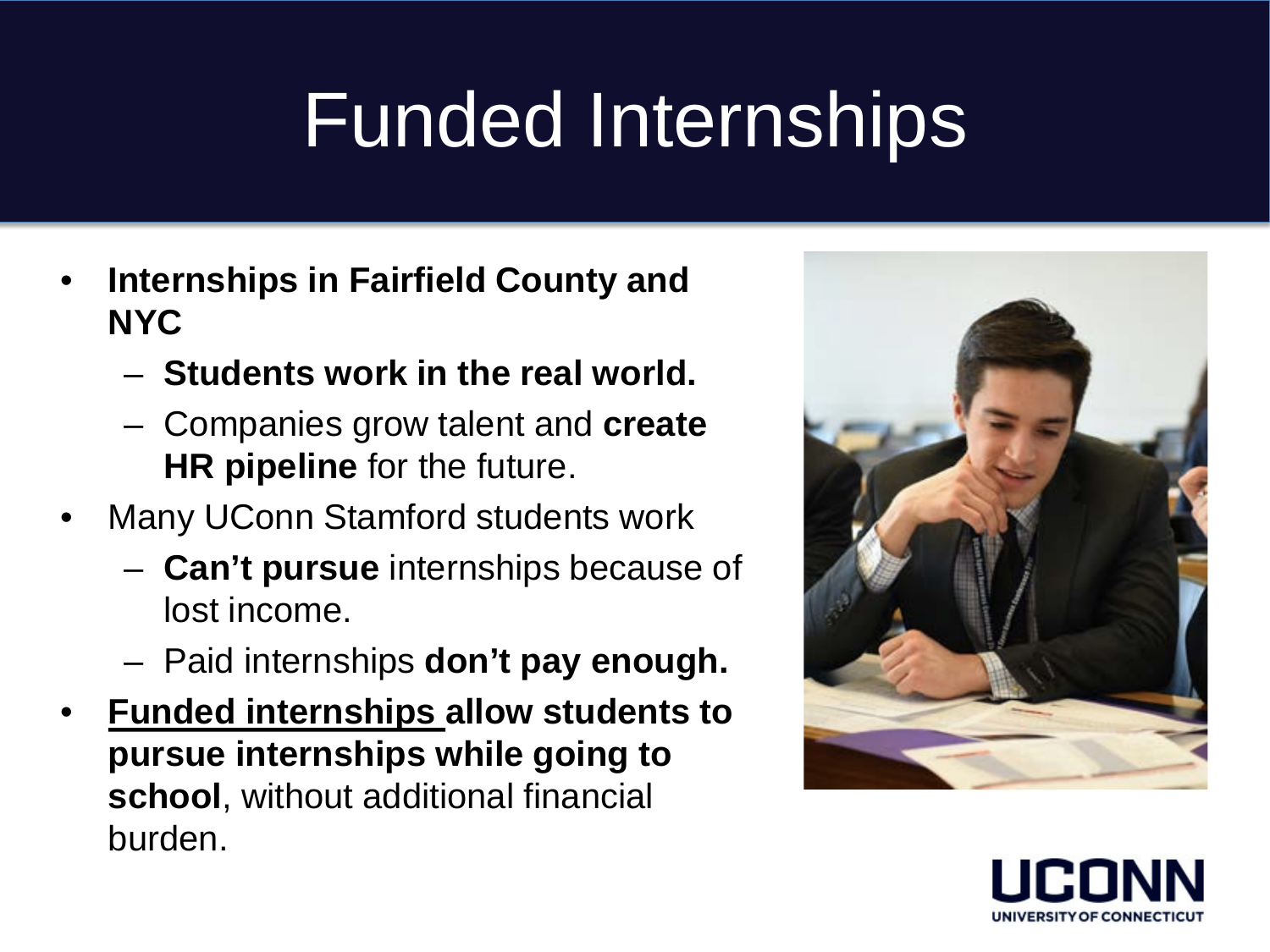# Funded Internships

- **Internships in Fairfield County and NYC**
  - **Students work in the real world.**
  - Companies grow talent and **create HR pipeline** for the future.
- Many UConn Stamford students work
  - **Can't pursue** internships because of lost income.
  - Paid internships **don't pay enough.**
- **<u>Funded internships</u> allow students to pursue internships while going to school**, without additional financial burden.

UCONN
UNIVERSITY OF CONNECTICUT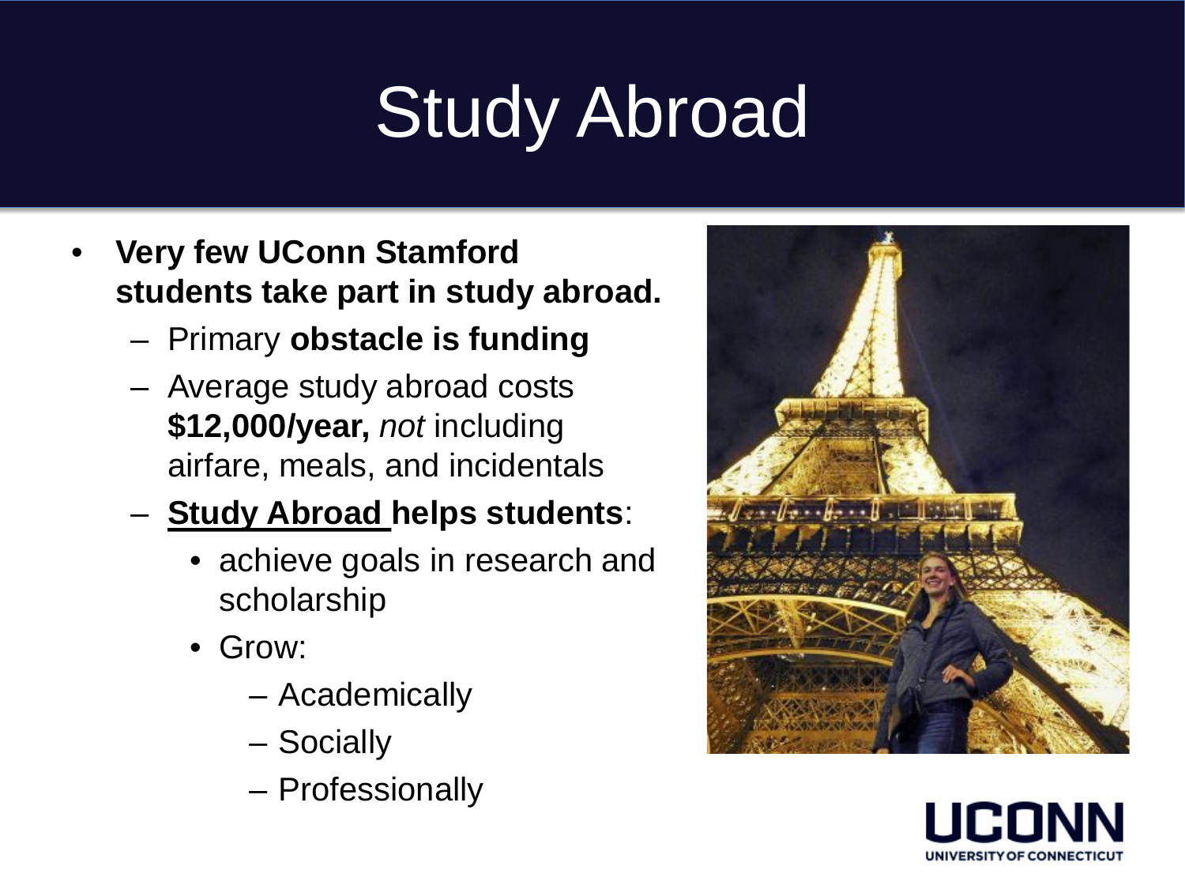# Study Abroad

- **Very few UConn Stamford students take part in study abroad.**
  - Primary **obstacle is funding**
  - Average study abroad costs **$12,000/year,** *not* including airfare, meals, and incidentals
  - **Study Abroad helps students**:
    - achieve goals in research and scholarship
    - Grow:
      - Academically
      - Socially
      - Professionally

UCONN
UNIVERSITY OF CONNECTICUT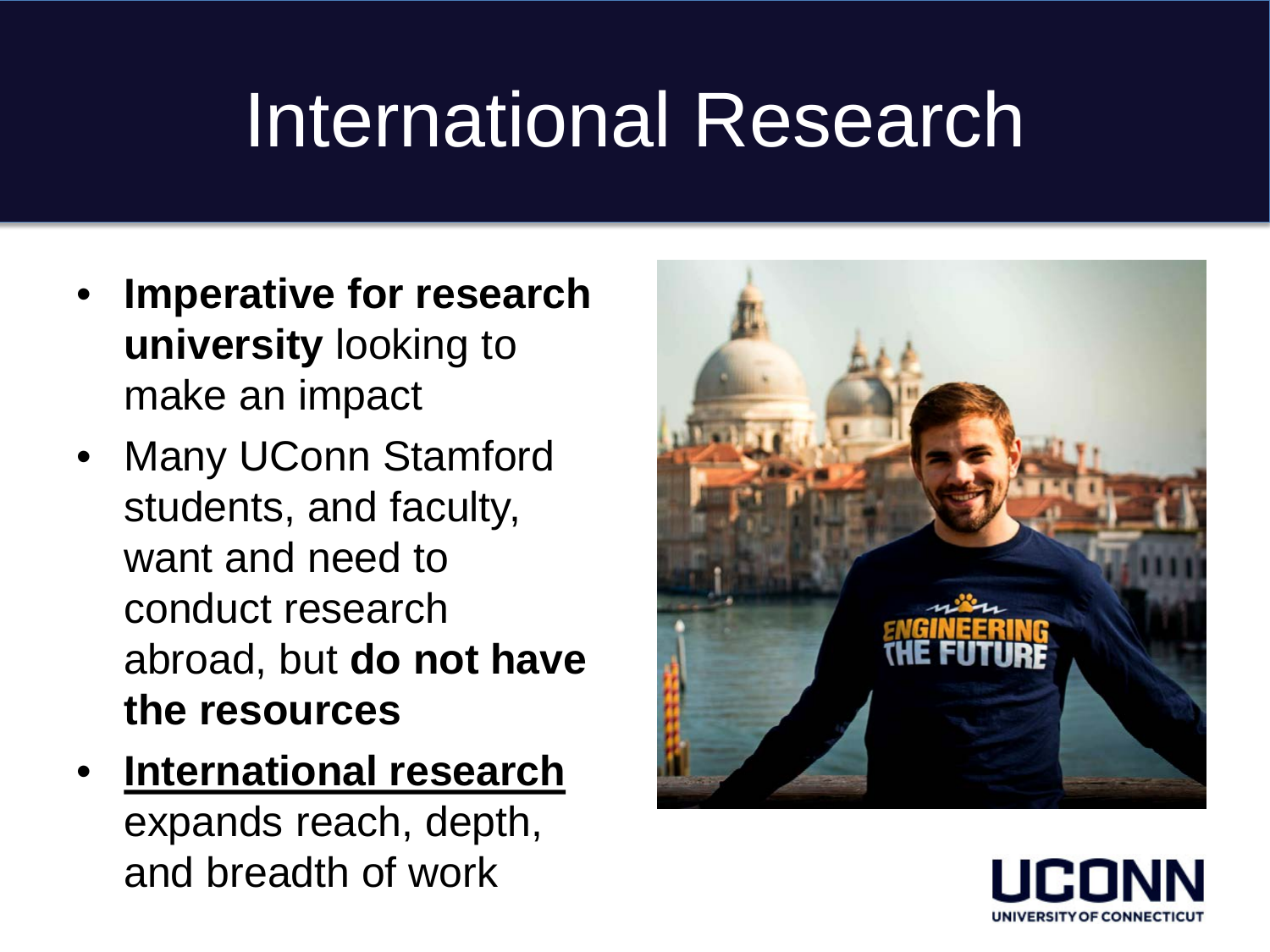# International Research

- **Imperative for research university** looking to make an impact
- Many UConn Stamford students, and faculty, want and need to conduct research abroad, but **do not have the resources**
- **International research** expands reach, depth, and breadth of work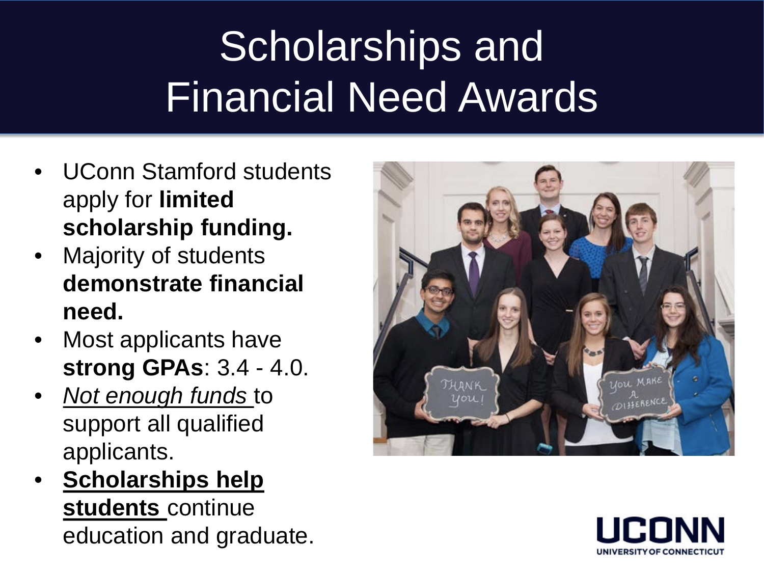# Scholarships and Financial Need Awards

- UConn Stamford students apply for **limited scholarship funding.**
- Majority of students **demonstrate financial need.**
- Most applicants have **strong GPAs**: 3.4 - 4.0.
- <u>*Not enough funds*</u> to support all qualified applicants.
- <u>**Scholarships help students**</u> continue education and graduate.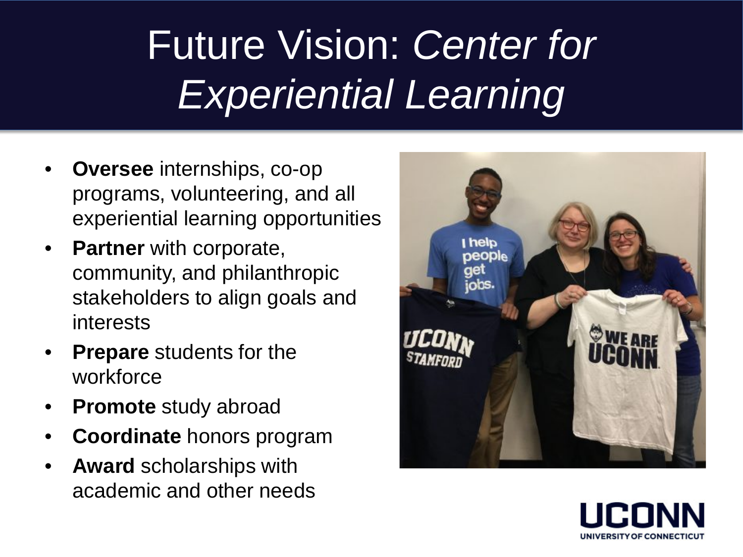# Future Vision: *Center for Experiential Learning*

- **Oversee** internships, co-op programs, volunteering, and all experiential learning opportunities
- **Partner** with corporate, community, and philanthropic stakeholders to align goals and interests
- **Prepare** students for the workforce
- **Promote** study abroad
- **Coordinate** honors program
- **Award** scholarships with academic and other needs